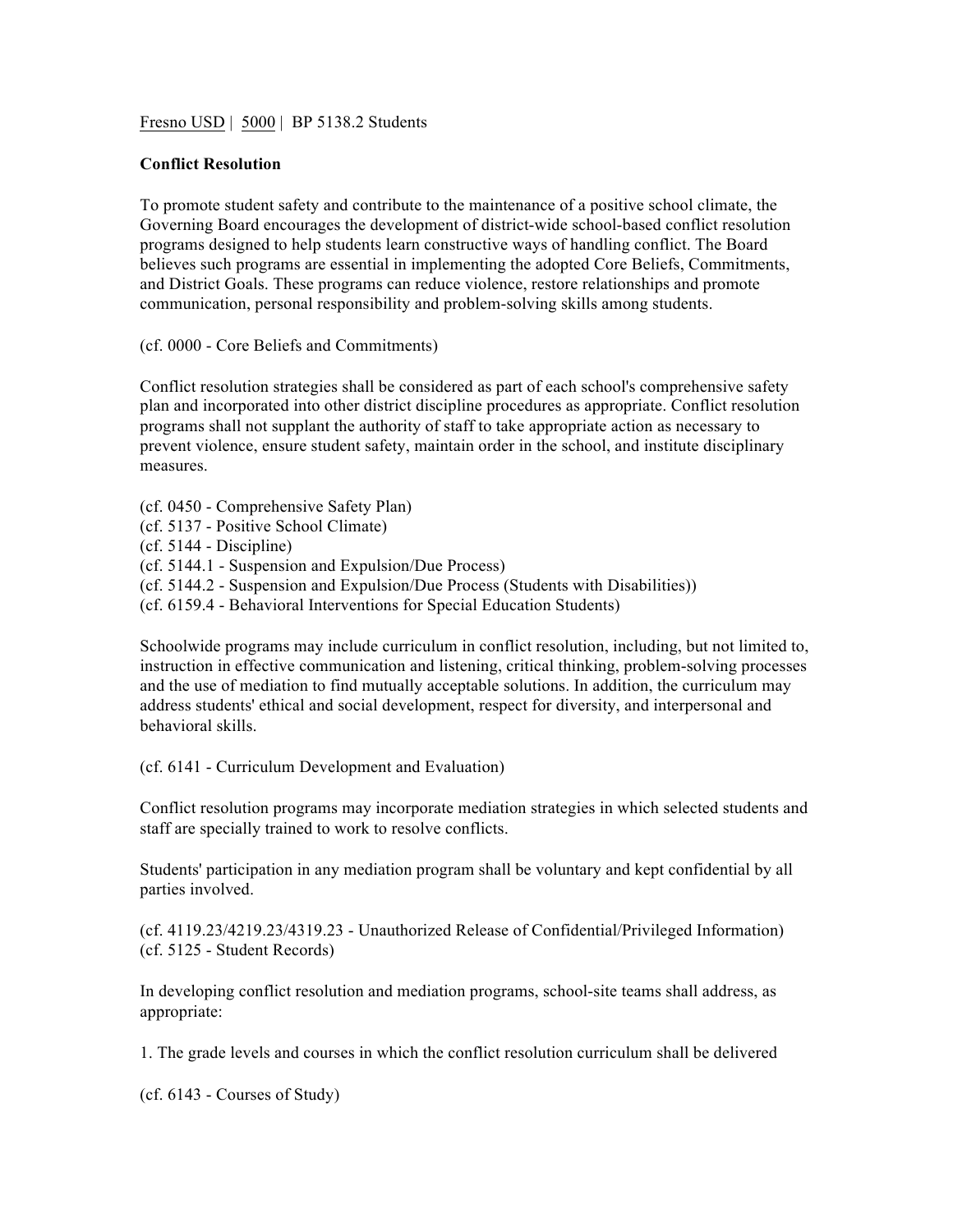Fresno USD | 5000 | BP 5138.2 Students

**Conflict Resolution**

To promote student safety and contribute to the maintenance of a positive school climate, the Governing Board encourages the development of district-wide school-based conflict resolution programs designed to help students learn constructive ways of handling conflict. The Board believes such programs are essential in implementing the adopted Core Beliefs, Commitments, and District Goals. These programs can reduce violence, restore relationships and promote communication, personal responsibility and problem-solving skills among students.

(cf. 0000 - Core Beliefs and Commitments)

Conflict resolution strategies shall be considered as part of each school's comprehensive safety plan and incorporated into other district discipline procedures as appropriate. Conflict resolution programs shall not supplant the authority of staff to take appropriate action as necessary to prevent violence, ensure student safety, maintain order in the school, and institute disciplinary measures.

(cf. 0450 - Comprehensive Safety Plan)
(cf. 5137 - Positive School Climate)
(cf. 5144 - Discipline)
(cf. 5144.1 - Suspension and Expulsion/Due Process)
(cf. 5144.2 - Suspension and Expulsion/Due Process (Students with Disabilities))
(cf. 6159.4 - Behavioral Interventions for Special Education Students)

Schoolwide programs may include curriculum in conflict resolution, including, but not limited to, instruction in effective communication and listening, critical thinking, problem-solving processes and the use of mediation to find mutually acceptable solutions. In addition, the curriculum may address students' ethical and social development, respect for diversity, and interpersonal and behavioral skills.

(cf. 6141 - Curriculum Development and Evaluation)

Conflict resolution programs may incorporate mediation strategies in which selected students and staff are specially trained to work to resolve conflicts.

Students' participation in any mediation program shall be voluntary and kept confidential by all parties involved.

(cf. 4119.23/4219.23/4319.23 - Unauthorized Release of Confidential/Privileged Information)
(cf. 5125 - Student Records)

In developing conflict resolution and mediation programs, school-site teams shall address, as appropriate:

1. The grade levels and courses in which the conflict resolution curriculum shall be delivered

(cf. 6143 - Courses of Study)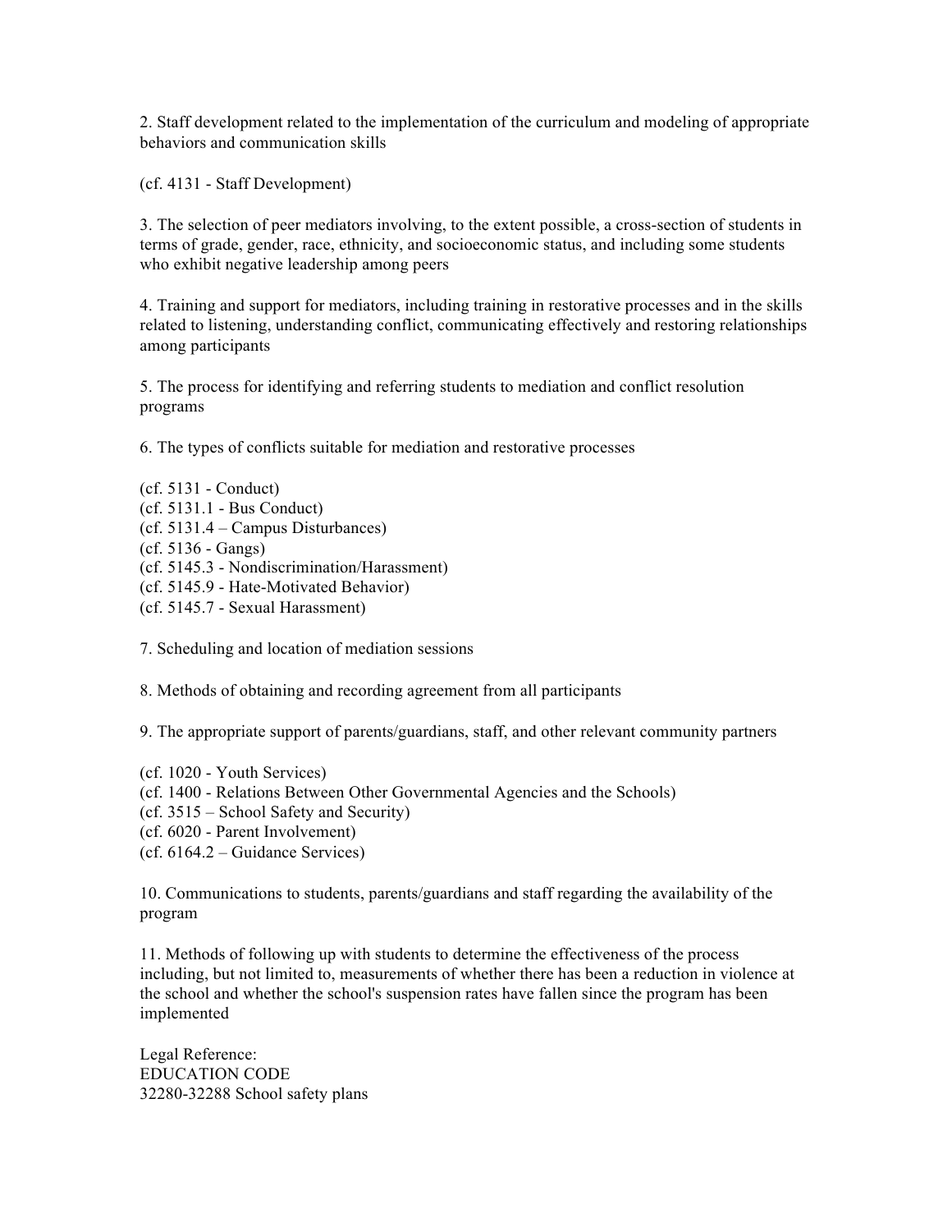2. Staff development related to the implementation of the curriculum and modeling of appropriate behaviors and communication skills

(cf. 4131 - Staff Development)

3. The selection of peer mediators involving, to the extent possible, a cross-section of students in terms of grade, gender, race, ethnicity, and socioeconomic status, and including some students who exhibit negative leadership among peers

4. Training and support for mediators, including training in restorative processes and in the skills related to listening, understanding conflict, communicating effectively and restoring relationships among participants

5. The process for identifying and referring students to mediation and conflict resolution programs

6. The types of conflicts suitable for mediation and restorative processes

(cf. 5131 - Conduct)
(cf. 5131.1 - Bus Conduct)
(cf. 5131.4 – Campus Disturbances)
(cf. 5136 - Gangs)
(cf. 5145.3 - Nondiscrimination/Harassment)
(cf. 5145.9 - Hate-Motivated Behavior)
(cf. 5145.7 - Sexual Harassment)

7. Scheduling and location of mediation sessions

8. Methods of obtaining and recording agreement from all participants

9. The appropriate support of parents/guardians, staff, and other relevant community partners

(cf. 1020 - Youth Services)
(cf. 1400 - Relations Between Other Governmental Agencies and the Schools)
(cf. 3515 – School Safety and Security)
(cf. 6020 - Parent Involvement)
(cf. 6164.2 – Guidance Services)

10. Communications to students, parents/guardians and staff regarding the availability of the program

11. Methods of following up with students to determine the effectiveness of the process including, but not limited to, measurements of whether there has been a reduction in violence at the school and whether the school's suspension rates have fallen since the program has been implemented

Legal Reference:
EDUCATION CODE
32280-32288 School safety plans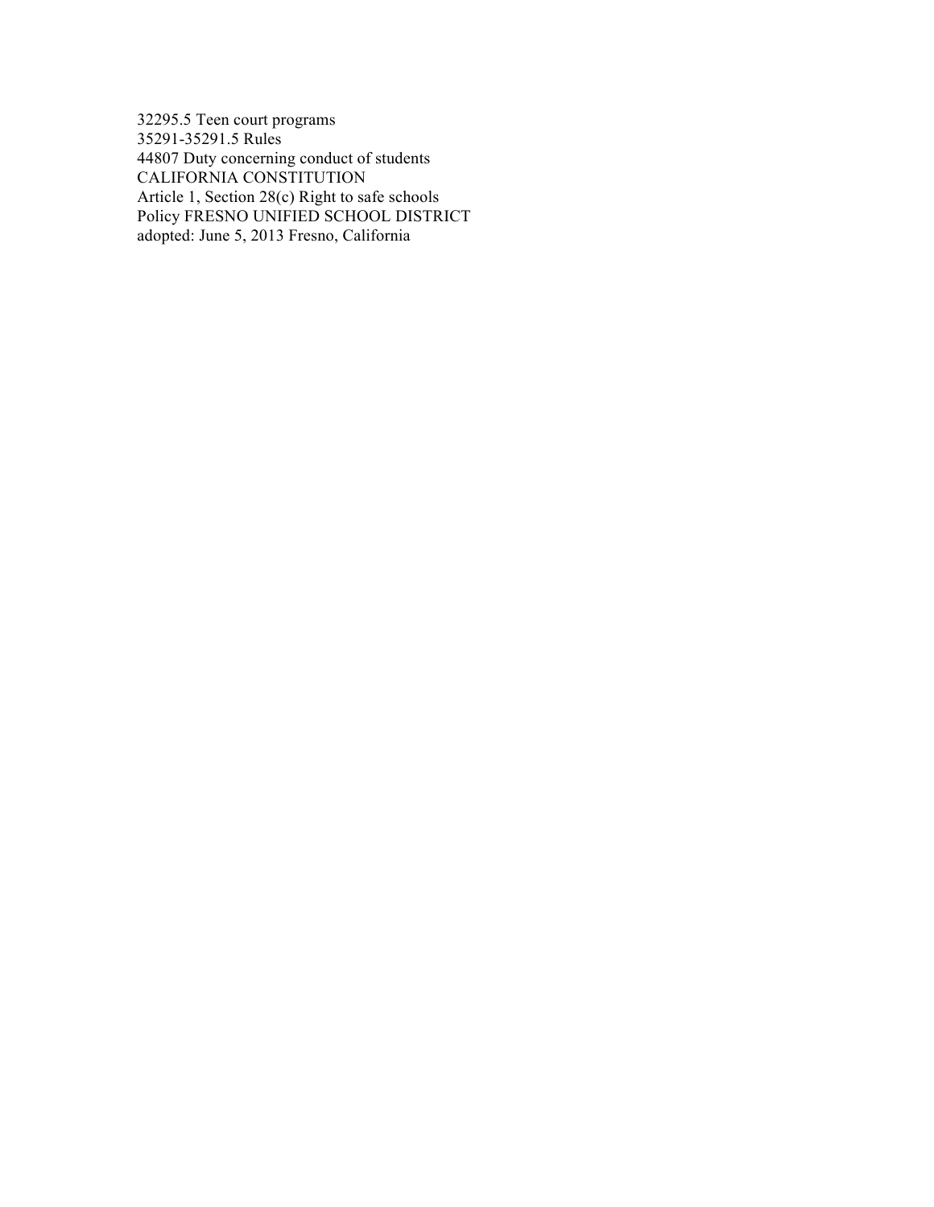32295.5 Teen court programs
35291-35291.5 Rules
44807 Duty concerning conduct of students
CALIFORNIA CONSTITUTION
Article 1, Section 28(c) Right to safe schools
Policy FRESNO UNIFIED SCHOOL DISTRICT
adopted: June 5, 2013 Fresno, California